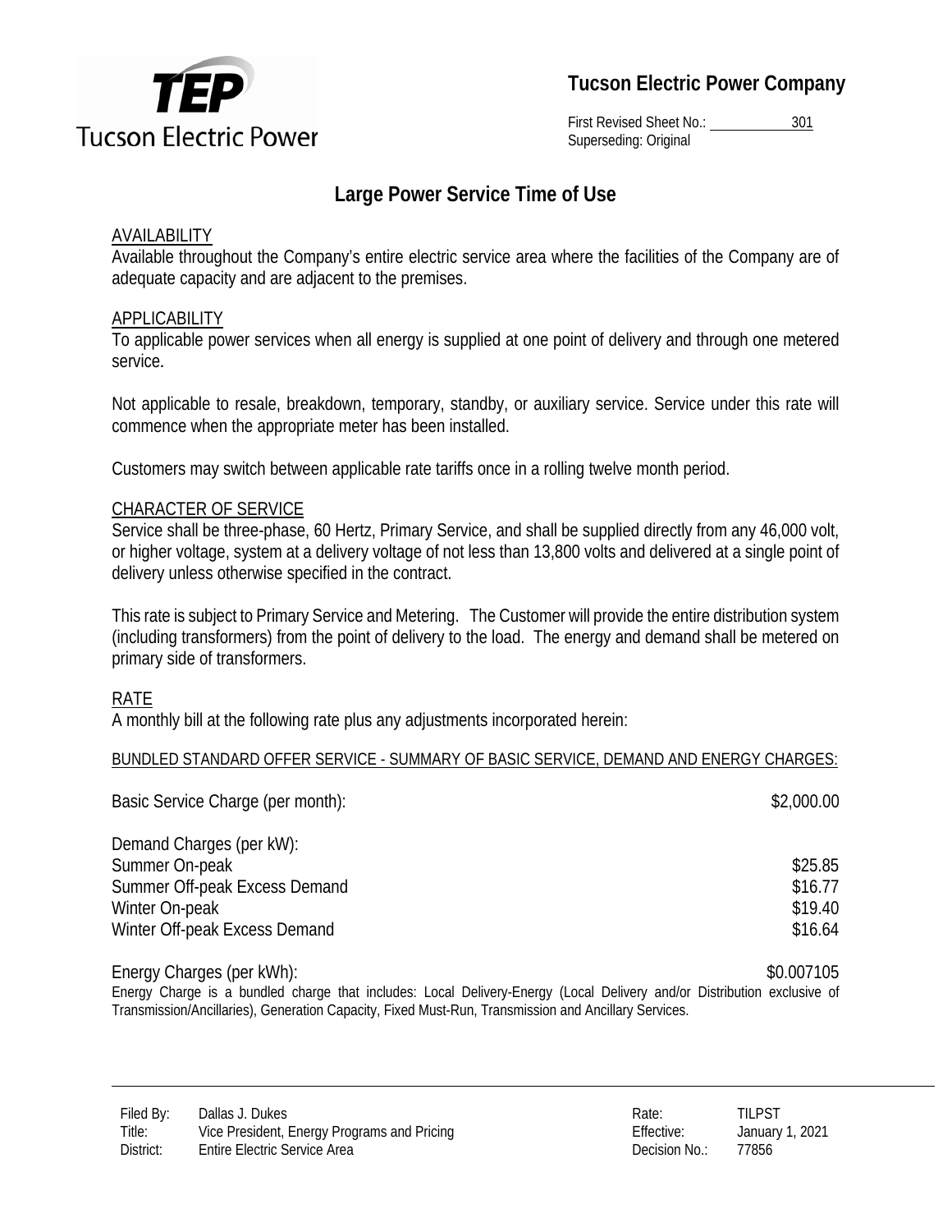**Tucson Electric Power Company**

First Revised Sheet No.: 301
Superseding: Original

# Large Power Service Time of Use

## AVAILABILITY

Available throughout the Company's entire electric service area where the facilities of the Company are of adequate capacity and are adjacent to the premises.

## APPLICABILITY

To applicable power services when all energy is supplied at one point of delivery and through one metered service.

Not applicable to resale, breakdown, temporary, standby, or auxiliary service. Service under this rate will commence when the appropriate meter has been installed.

Customers may switch between applicable rate tariffs once in a rolling twelve month period.

## CHARACTER OF SERVICE

Service shall be three-phase, 60 Hertz, Primary Service, and shall be supplied directly from any 46,000 volt, or higher voltage, system at a delivery voltage of not less than 13,800 volts and delivered at a single point of delivery unless otherwise specified in the contract.

This rate is subject to Primary Service and Metering. The Customer will provide the entire distribution system (including transformers) from the point of delivery to the load. The energy and demand shall be metered on primary side of transformers.

## RATE

A monthly bill at the following rate plus any adjustments incorporated herein:

### BUNDLED STANDARD OFFER SERVICE - SUMMARY OF BASIC SERVICE, DEMAND AND ENERGY CHARGES:

| | |
|---|---|
| Basic Service Charge (per month): | $2,000.00 |
| Demand Charges (per kW): | |
| Summer On-peak | $25.85 |
| Summer Off-peak Excess Demand | $16.77 |
| Winter On-peak | $19.40 |
| Winter Off-peak Excess Demand | $16.64 |
| Energy Charges (per kWh): | $0.007105 |

Energy Charge is a bundled charge that includes: Local Delivery-Energy (Local Delivery and/or Distribution exclusive of Transmission/Ancillaries), Generation Capacity, Fixed Must-Run, Transmission and Ancillary Services.

| | | | |
|---|---|---|---|
| Filed By: | Dallas J. Dukes | Rate: | TILPST |
| Title: | Vice President, Energy Programs and Pricing | Effective: | January 1, 2021 |
| District: | Entire Electric Service Area | Decision No.: | 77856 |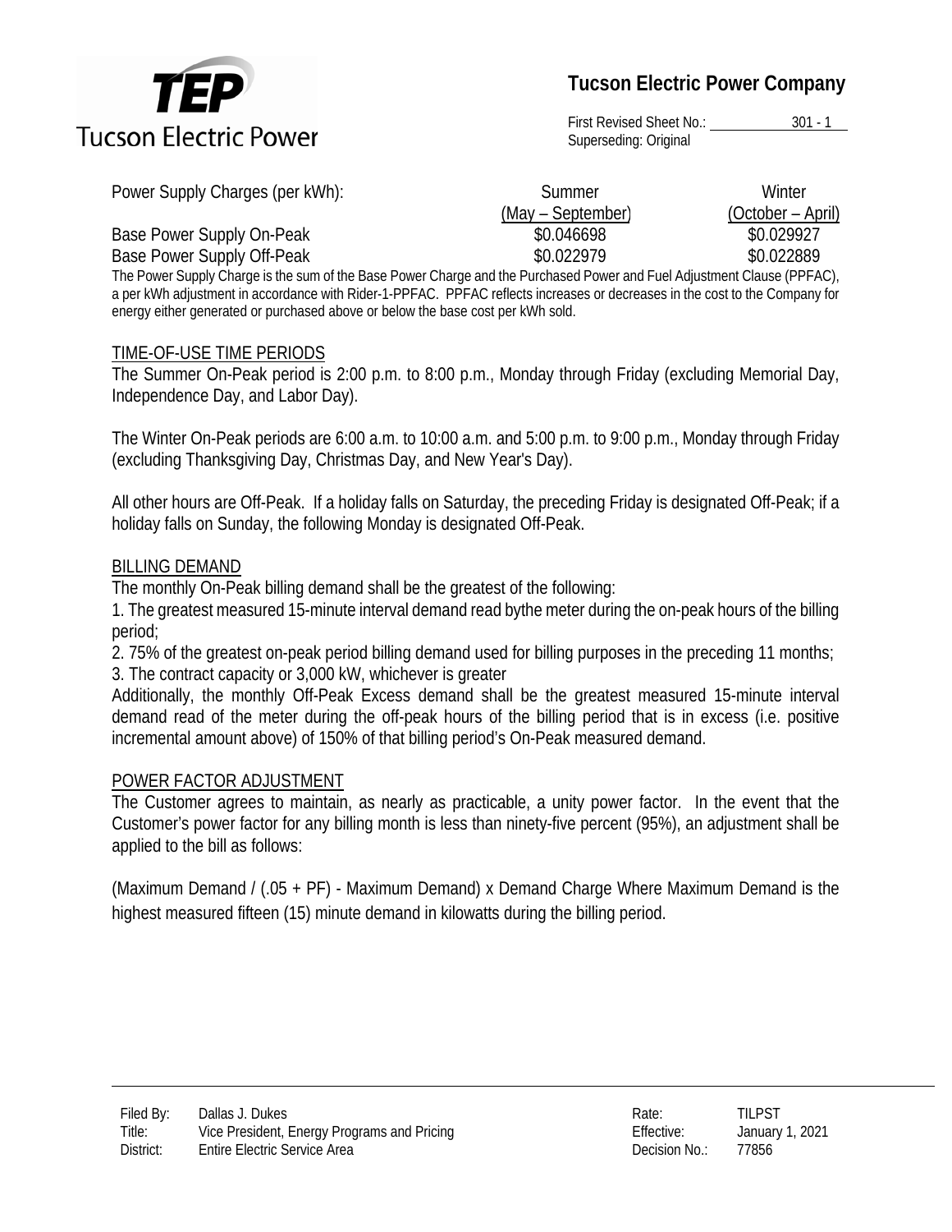| Power Supply Charges (per kWh): | Summer (May – September) | Winter (October – April) |
| --- | --- | --- |
| Base Power Supply On-Peak | \$0.046698 | \$0.029927 |
| Base Power Supply Off-Peak | \$0.022979 | \$0.022889 |

The Power Supply Charge is the sum of the Base Power Charge and the Purchased Power and Fuel Adjustment Clause (PPFAC), a per kWh adjustment in accordance with Rider-1-PPFAC. PPFAC reflects increases or decreases in the cost to the Company for energy either generated or purchased above or below the base cost per kWh sold.

## TIME-OF-USE TIME PERIODS

The Summer On-Peak period is 2:00 p.m. to 8:00 p.m., Monday through Friday (excluding Memorial Day, Independence Day, and Labor Day).

The Winter On-Peak periods are 6:00 a.m. to 10:00 a.m. and 5:00 p.m. to 9:00 p.m., Monday through Friday (excluding Thanksgiving Day, Christmas Day, and New Year's Day).

All other hours are Off-Peak. If a holiday falls on Saturday, the preceding Friday is designated Off-Peak; if a holiday falls on Sunday, the following Monday is designated Off-Peak.

## BILLING DEMAND

The monthly On-Peak billing demand shall be the greatest of the following:

1. The greatest measured 15-minute interval demand read bythe meter during the on-peak hours of the billing period;
2. 75% of the greatest on-peak period billing demand used for billing purposes in the preceding 11 months;
3. The contract capacity or 3,000 kW, whichever is greater

Additionally, the monthly Off-Peak Excess demand shall be the greatest measured 15-minute interval demand read of the meter during the off-peak hours of the billing period that is in excess (i.e. positive incremental amount above) of 150% of that billing period's On-Peak measured demand.

## POWER FACTOR ADJUSTMENT

The Customer agrees to maintain, as nearly as practicable, a unity power factor. In the event that the Customer's power factor for any billing month is less than ninety-five percent (95%), an adjustment shall be applied to the bill as follows:

(Maximum Demand / (.05 + PF) - Maximum Demand) x Demand Charge Where Maximum Demand is the highest measured fifteen (15) minute demand in kilowatts during the billing period.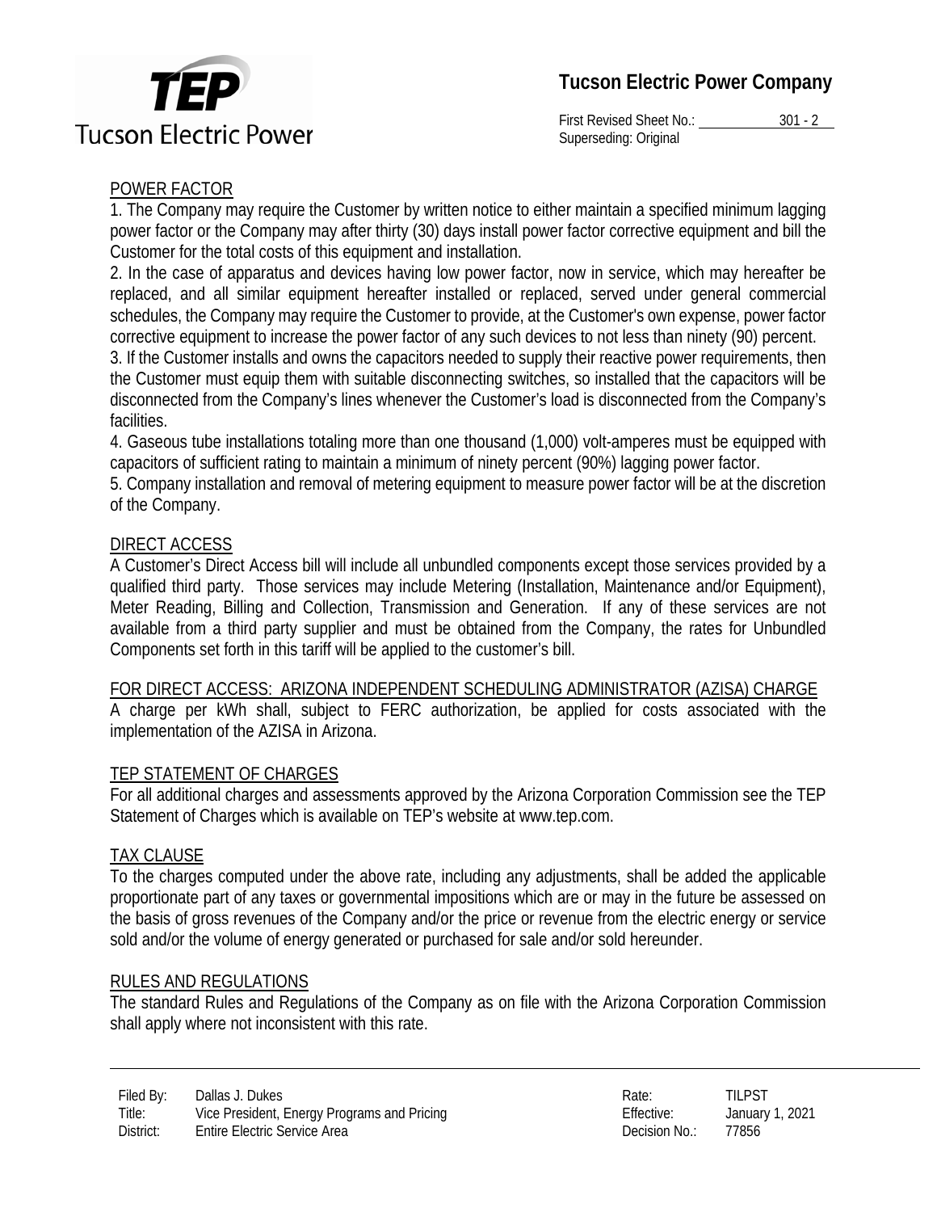## POWER FACTOR

1. The Company may require the Customer by written notice to either maintain a specified minimum lagging power factor or the Company may after thirty (30) days install power factor corrective equipment and bill the Customer for the total costs of this equipment and installation.
2. In the case of apparatus and devices having low power factor, now in service, which may hereafter be replaced, and all similar equipment hereafter installed or replaced, served under general commercial schedules, the Company may require the Customer to provide, at the Customer's own expense, power factor corrective equipment to increase the power factor of any such devices to not less than ninety (90) percent.
3. If the Customer installs and owns the capacitors needed to supply their reactive power requirements, then the Customer must equip them with suitable disconnecting switches, so installed that the capacitors will be disconnected from the Company's lines whenever the Customer's load is disconnected from the Company's facilities.
4. Gaseous tube installations totaling more than one thousand (1,000) volt-amperes must be equipped with capacitors of sufficient rating to maintain a minimum of ninety percent (90%) lagging power factor.
5. Company installation and removal of metering equipment to measure power factor will be at the discretion of the Company.

## DIRECT ACCESS

A Customer's Direct Access bill will include all unbundled components except those services provided by a qualified third party. Those services may include Metering (Installation, Maintenance and/or Equipment), Meter Reading, Billing and Collection, Transmission and Generation. If any of these services are not available from a third party supplier and must be obtained from the Company, the rates for Unbundled Components set forth in this tariff will be applied to the customer's bill.

## FOR DIRECT ACCESS: ARIZONA INDEPENDENT SCHEDULING ADMINISTRATOR (AZISA) CHARGE

A charge per kWh shall, subject to FERC authorization, be applied for costs associated with the implementation of the AZISA in Arizona.

## TEP STATEMENT OF CHARGES

For all additional charges and assessments approved by the Arizona Corporation Commission see the TEP Statement of Charges which is available on TEP's website at www.tep.com.

## TAX CLAUSE

To the charges computed under the above rate, including any adjustments, shall be added the applicable proportionate part of any taxes or governmental impositions which are or may in the future be assessed on the basis of gross revenues of the Company and/or the price or revenue from the electric energy or service sold and/or the volume of energy generated or purchased for sale and/or sold hereunder.

## RULES AND REGULATIONS

The standard Rules and Regulations of the Company as on file with the Arizona Corporation Commission shall apply where not inconsistent with this rate.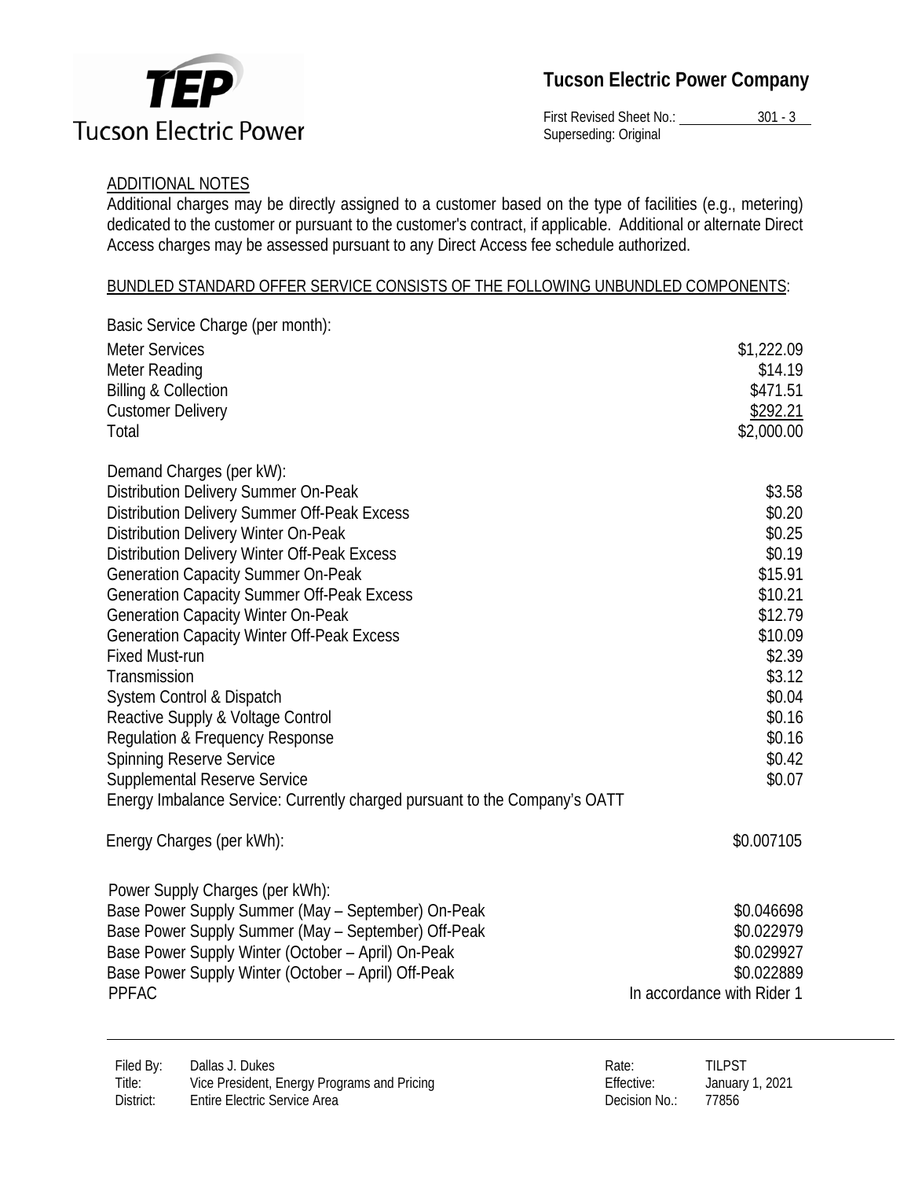Tucson Electric Power Company

First Revised Sheet No.: 301 - 3
Superseding: Original

## ADDITIONAL NOTES

Additional charges may be directly assigned to a customer based on the type of facilities (e.g., metering) dedicated to the customer or pursuant to the customer's contract, if applicable. Additional or alternate Direct Access charges may be assessed pursuant to any Direct Access fee schedule authorized.

## BUNDLED STANDARD OFFER SERVICE CONSISTS OF THE FOLLOWING UNBUNDLED COMPONENTS:

| | |
|---|---|
| Basic Service Charge (per month): | |
| Meter Services | $1,222.09 |
| Meter Reading | $14.19 |
| Billing & Collection | $471.51 |
| Customer Delivery | $292.21 |
| Total | $2,000.00 |
| | |
| Demand Charges (per kW): | |
| Distribution Delivery Summer On-Peak | $3.58 |
| Distribution Delivery Summer Off-Peak Excess | $0.20 |
| Distribution Delivery Winter On-Peak | $0.25 |
| Distribution Delivery Winter Off-Peak Excess | $0.19 |
| Generation Capacity Summer On-Peak | $15.91 |
| Generation Capacity Summer Off-Peak Excess | $10.21 |
| Generation Capacity Winter On-Peak | $12.79 |
| Generation Capacity Winter Off-Peak Excess | $10.09 |
| Fixed Must-run | $2.39 |
| Transmission | $3.12 |
| System Control & Dispatch | $0.04 |
| Reactive Supply & Voltage Control | $0.16 |
| Regulation & Frequency Response | $0.16 |
| Spinning Reserve Service | $0.42 |
| Supplemental Reserve Service | $0.07 |
| Energy Imbalance Service: Currently charged pursuant to the Company's OATT | |
| | |
| Energy Charges (per kWh): | $0.007105 |
| | |
| Power Supply Charges (per kWh): | |
| Base Power Supply Summer (May – September) On-Peak | $0.046698 |
| Base Power Supply Summer (May – September) Off-Peak | $0.022979 |
| Base Power Supply Winter (October – April) On-Peak | $0.029927 |
| Base Power Supply Winter (October – April) Off-Peak | $0.022889 |
| PPFAC | In accordance with Rider 1 |

Filed By: Dallas J. Dukes
Title: Vice President, Energy Programs and Pricing
District: Entire Electric Service Area

Rate: TILPST
Effective: January 1, 2021
Decision No.: 77856